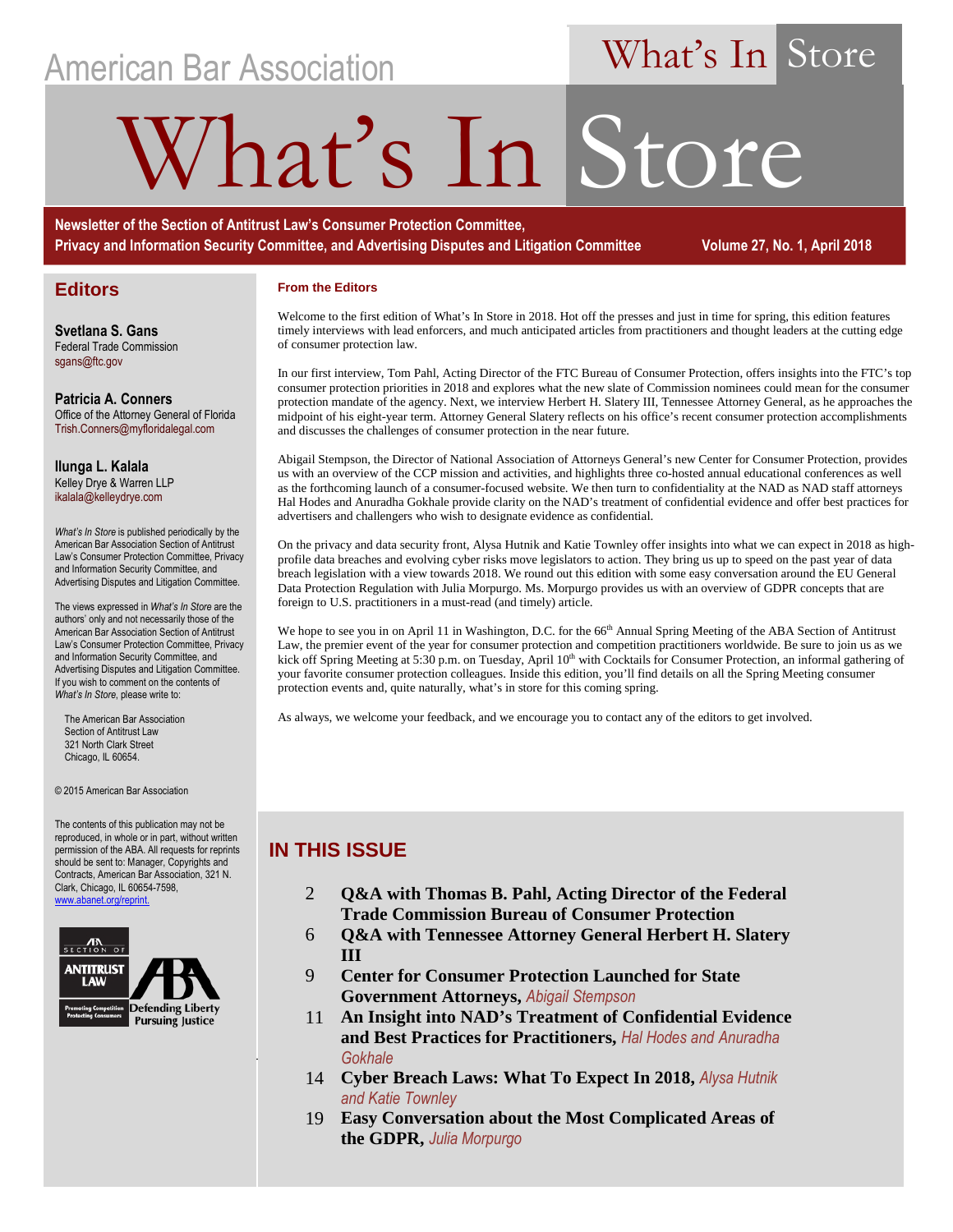American Bar Association

# What's In Store

**Newsletter of the Section of Antitrust Law's Consumer Protection Committee, Privacy and Information Security Committee, and Advertising Disputes and Litigation Committee**

**Volume 27, No. 1, April 2018**

## Editors

**Svetlana S. Gans**
Federal Trade Commission
sgans@ftc.gov

**Patricia A. Conners**
Office of the Attorney General of Florida
Trish.Conners@myfloridalegal.com

**Ilunga L. Kalala**
Kelley Drye & Warren LLP
ikalala@kelleydrye.com

*What's In Store* is published periodically by the American Bar Association Section of Antitrust Law's Consumer Protection Committee, Privacy and Information Security Committee, and Advertising Disputes and Litigation Committee.

The views expressed in *What's In Store* are the authors' only and not necessarily those of the American Bar Association Section of Antitrust Law's Consumer Protection Committee, Privacy and Information Security Committee, and Advertising Disputes and Litigation Committee. If you wish to comment on the contents of *What's In Store*, please write to:

The American Bar Association
Section of Antitrust Law
321 North Clark Street
Chicago, IL 60654.

© 2015 American Bar Association

The contents of this publication may not be reproduced, in whole or in part, without written permission of the ABA. All requests for reprints should be sent to: Manager, Copyrights and Contracts, American Bar Association, 321 N. Clark, Chicago, IL 60654-7598, www.abanet.org/reprint.

### From the Editors

Welcome to the first edition of What's In Store in 2018. Hot off the presses and just in time for spring, this edition features timely interviews with lead enforcers, and much anticipated articles from practitioners and thought leaders at the cutting edge of consumer protection law.

In our first interview, Tom Pahl, Acting Director of the FTC Bureau of Consumer Protection, offers insights into the FTC's top consumer protection priorities in 2018 and explores what the new slate of Commission nominees could mean for the consumer protection mandate of the agency. Next, we interview Herbert H. Slatery III, Tennessee Attorney General, as he approaches the midpoint of his eight-year term. Attorney General Slatery reflects on his office's recent consumer protection accomplishments and discusses the challenges of consumer protection in the near future.

Abigail Stempson, the Director of National Association of Attorneys General's new Center for Consumer Protection, provides us with an overview of the CCP mission and activities, and highlights three co-hosted annual educational conferences as well as the forthcoming launch of a consumer-focused website. We then turn to confidentiality at the NAD as NAD staff attorneys Hal Hodes and Anuradha Gokhale provide clarity on the NAD's treatment of confidential evidence and offer best practices for advertisers and challengers who wish to designate evidence as confidential.

On the privacy and data security front, Alysa Hutnik and Katie Townley offer insights into what we can expect in 2018 as high-profile data breaches and evolving cyber risks move legislators to action. They bring us up to speed on the past year of data breach legislation with a view towards 2018. We round out this edition with some easy conversation around the EU General Data Protection Regulation with Julia Morpurgo. Ms. Morpurgo provides us with an overview of GDPR concepts that are foreign to U.S. practitioners in a must-read (and timely) article.

We hope to see you in on April 11 in Washington, D.C. for the 66th Annual Spring Meeting of the ABA Section of Antitrust Law, the premier event of the year for consumer protection and competition practitioners worldwide. Be sure to join us as we kick off Spring Meeting at 5:30 p.m. on Tuesday, April 10th with Cocktails for Consumer Protection, an informal gathering of your favorite consumer protection colleagues. Inside this edition, you'll find details on all the Spring Meeting consumer protection events and, quite naturally, what's in store for this coming spring.

As always, we welcome your feedback, and we encourage you to contact any of the editors to get involved.

## IN THIS ISSUE

- 2 **Q&A with Thomas B. Pahl, Acting Director of the Federal Trade Commission Bureau of Consumer Protection**
- 6 **Q&A with Tennessee Attorney General Herbert H. Slatery III**
- 9 **Center for Consumer Protection Launched for State Government Attorneys,** *Abigail Stempson*
- 11 **An Insight into NAD's Treatment of Confidential Evidence and Best Practices for Practitioners,** *Hal Hodes and Anuradha Gokhale*
- 14 **Cyber Breach Laws: What To Expect In 2018,** *Alysa Hutnik and Katie Townley*
- 19 **Easy Conversation about the Most Complicated Areas of the GDPR,** *Julia Morpurgo*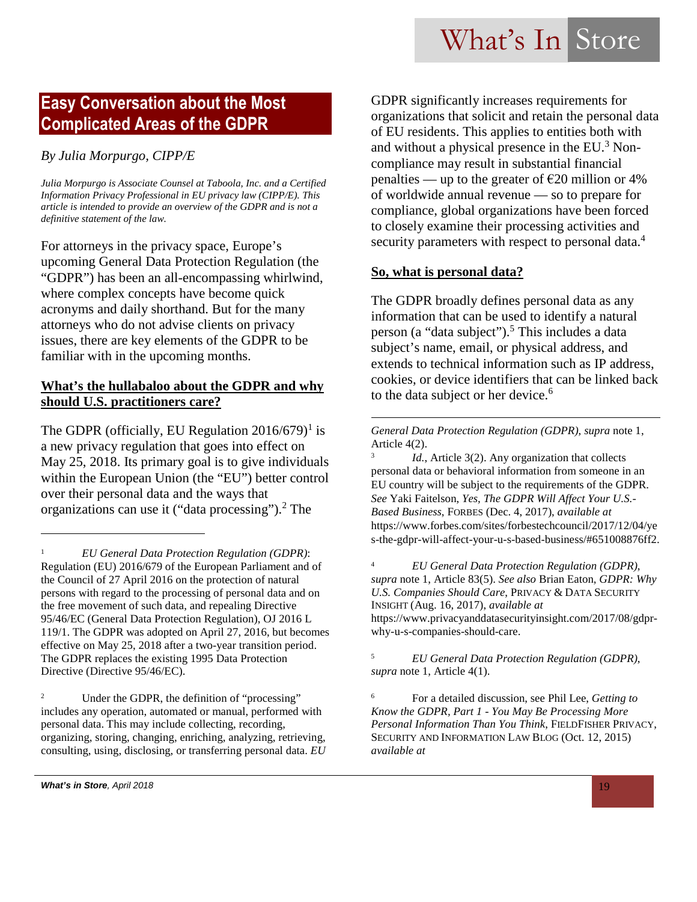## Easy Conversation about the Most Complicated Areas of the GDPR

*By Julia Morpurgo, CIPP/E*

*Julia Morpurgo is Associate Counsel at Taboola, Inc. and a Certified Information Privacy Professional in EU privacy law (CIPP/E). This article is intended to provide an overview of the GDPR and is not a definitive statement of the law.*

For attorneys in the privacy space, Europe's upcoming General Data Protection Regulation (the "GDPR") has been an all-encompassing whirlwind, where complex concepts have become quick acronyms and daily shorthand. But for the many attorneys who do not advise clients on privacy issues, there are key elements of the GDPR to be familiar with in the upcoming months.

### **What's the hullabaloo about the GDPR and why should U.S. practitioners care?**

The GDPR (officially, EU Regulation 2016/679)[1] is a new privacy regulation that goes into effect on May 25, 2018. Its primary goal is to give individuals within the European Union (the "EU") better control over their personal data and the ways that organizations can use it ("data processing").[2] The GDPR significantly increases requirements for organizations that solicit and retain the personal data of EU residents. This applies to entities both with and without a physical presence in the EU.[3] Non-compliance may result in substantial financial penalties — up to the greater of €20 million or 4% of worldwide annual revenue — so to prepare for compliance, global organizations have been forced to closely examine their processing activities and security parameters with respect to personal data.[4]

### **So, what is personal data?**

The GDPR broadly defines personal data as any information that can be used to identify a natural person (a "data subject").[5] This includes a data subject's name, email, or physical address, and extends to technical information such as IP address, cookies, or device identifiers that can be linked back to the data subject or her device.[6]

---

[1] *EU General Data Protection Regulation (GDPR)*: Regulation (EU) 2016/679 of the European Parliament and of the Council of 27 April 2016 on the protection of natural persons with regard to the processing of personal data and on the free movement of such data, and repealing Directive 95/46/EC (General Data Protection Regulation), OJ 2016 L 119/1. The GDPR was adopted on April 27, 2016, but becomes effective on May 25, 2018 after a two-year transition period. The GDPR replaces the existing 1995 Data Protection Directive (Directive 95/46/EC).

[2] Under the GDPR, the definition of "processing" includes any operation, automated or manual, performed with personal data. This may include collecting, recording, organizing, storing, changing, enriching, analyzing, retrieving, consulting, using, disclosing, or transferring personal data. *EU General Data Protection Regulation (GDPR), supra* note 1, Article 4(2).

[3] *Id.*, Article 3(2). Any organization that collects personal data or behavioral information from someone in an EU country will be subject to the requirements of the GDPR. *See* Yaki Faitelson, *Yes, The GDPR Will Affect Your U.S.-Based Business*, FORBES (Dec. 4, 2017), *available at* https://www.forbes.com/sites/forbestechcouncil/2017/12/04/yes-the-gdpr-will-affect-your-u-s-based-business/#651008876ff2.

[4] *EU General Data Protection Regulation (GDPR), supra* note 1, Article 83(5). *See also* Brian Eaton, *GDPR: Why U.S. Companies Should Care*, PRIVACY & DATA SECURITY INSIGHT (Aug. 16, 2017), *available at* https://www.privacyanddatasecurityinsight.com/2017/08/gdpr-why-u-s-companies-should-care.

[5] *EU General Data Protection Regulation (GDPR), supra* note 1, Article 4(1).

[6] For a detailed discussion, see Phil Lee, *Getting to Know the GDPR, Part 1 - You May Be Processing More Personal Information Than You Think*, FIELDFISHER PRIVACY, SECURITY AND INFORMATION LAW BLOG (Oct. 12, 2015) *available at*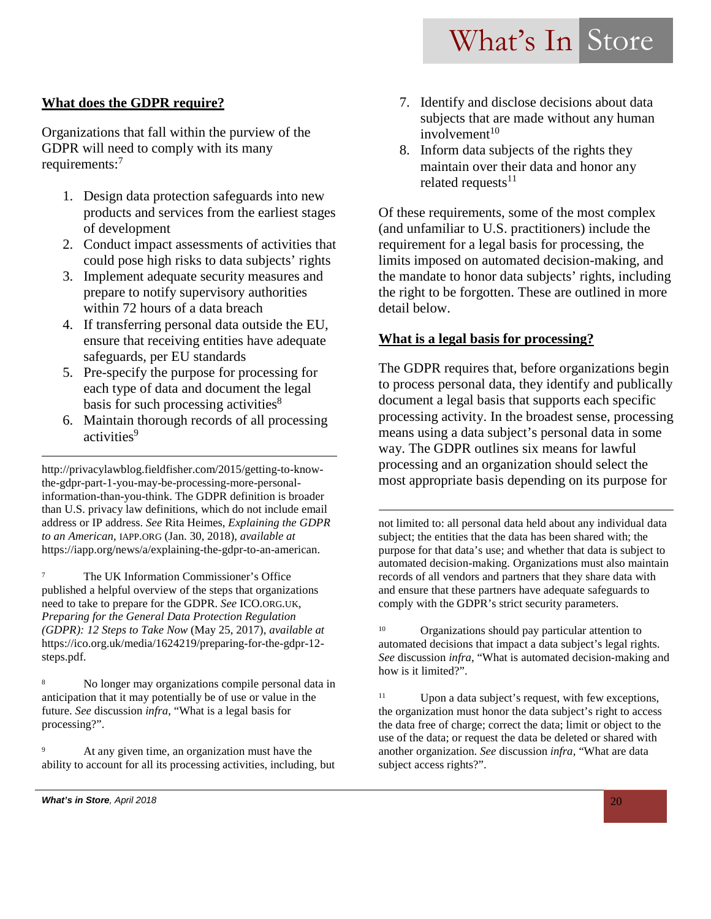## What does the GDPR require?

Organizations that fall within the purview of the GDPR will need to comply with its many requirements:[7]

1. Design data protection safeguards into new products and services from the earliest stages of development
2. Conduct impact assessments of activities that could pose high risks to data subjects' rights
3. Implement adequate security measures and prepare to notify supervisory authorities within 72 hours of a data breach
4. If transferring personal data outside the EU, ensure that receiving entities have adequate safeguards, per EU standards
5. Pre-specify the purpose for processing for each type of data and document the legal basis for such processing activities[8]
6. Maintain thorough records of all processing activities[9]
7. Identify and disclose decisions about data subjects that are made without any human involvement[10]
8. Inform data subjects of the rights they maintain over their data and honor any related requests[11]

Of these requirements, some of the most complex (and unfamiliar to U.S. practitioners) include the requirement for a legal basis for processing, the limits imposed on automated decision-making, and the mandate to honor data subjects' rights, including the right to be forgotten. These are outlined in more detail below.

## What is a legal basis for processing?

The GDPR requires that, before organizations begin to process personal data, they identify and publically document a legal basis that supports each specific processing activity. In the broadest sense, processing means using a data subject's personal data in some way. The GDPR outlines six means for lawful processing and an organization should select the most appropriate basis depending on its purpose for

---

http://privacylawblog.fieldfisher.com/2015/getting-to-know-the-gdpr-part-1-you-may-be-processing-more-personal-information-than-you-think. The GDPR definition is broader than U.S. privacy law definitions, which do not include email address or IP address. *See* Rita Heimes, *Explaining the GDPR to an American*, IAPP.ORG (Jan. 30, 2018), *available at* https://iapp.org/news/a/explaining-the-gdpr-to-an-american.

[7] The UK Information Commissioner's Office published a helpful overview of the steps that organizations need to take to prepare for the GDPR. *See* ICO.ORG.UK, *Preparing for the General Data Protection Regulation (GDPR): 12 Steps to Take Now* (May 25, 2017), *available at* https://ico.org.uk/media/1624219/preparing-for-the-gdpr-12-steps.pdf.

[8] No longer may organizations compile personal data in anticipation that it may potentially be of use or value in the future. *See* discussion *infra*, "What is a legal basis for processing?".

[9] At any given time, an organization must have the ability to account for all its processing activities, including, but not limited to: all personal data held about any individual data subject; the entities that the data has been shared with; the purpose for that data's use; and whether that data is subject to automated decision-making. Organizations must also maintain records of all vendors and partners that they share data with and ensure that these partners have adequate safeguards to comply with the GDPR's strict security parameters.

[10] Organizations should pay particular attention to automated decisions that impact a data subject's legal rights. *See* discussion *infra*, "What is automated decision-making and how is it limited?".

[11] Upon a data subject's request, with few exceptions, the organization must honor the data subject's right to access the data free of charge; correct the data; limit or object to the use of the data; or request the data be deleted or shared with another organization. *See* discussion *infra*, "What are data subject access rights?".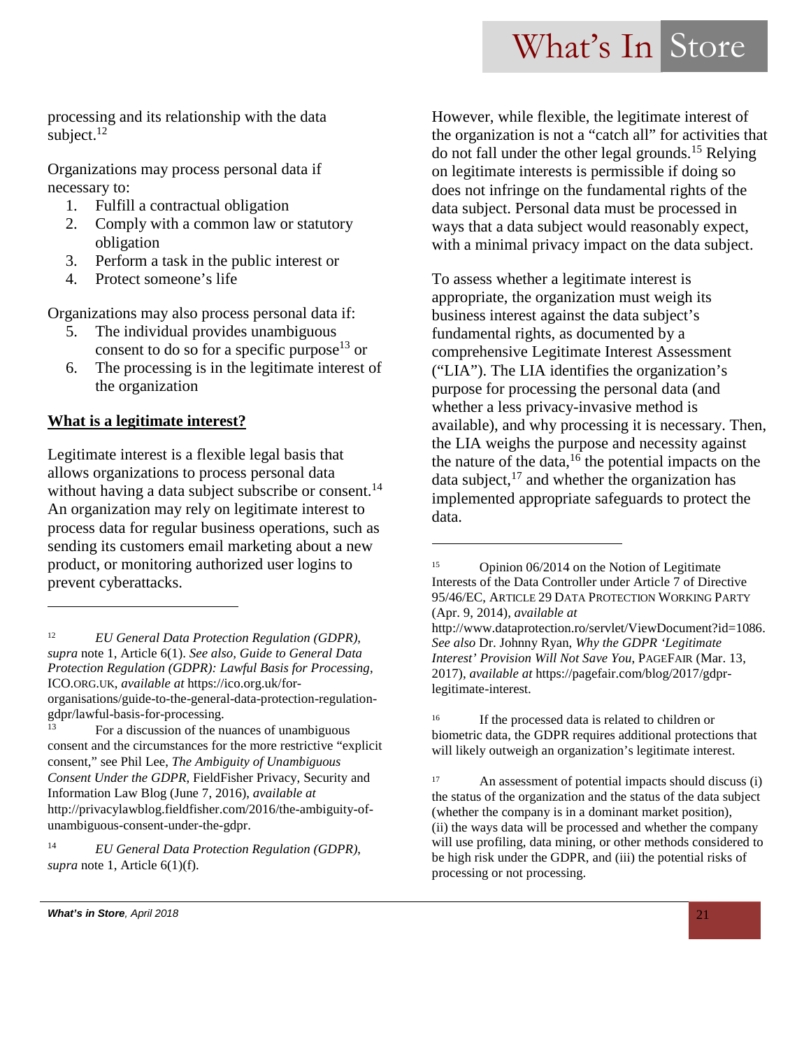processing and its relationship with the data subject.[12]

Organizations may process personal data if necessary to:

1. Fulfill a contractual obligation
2. Comply with a common law or statutory obligation
3. Perform a task in the public interest or
4. Protect someone's life

Organizations may also process personal data if:

5. The individual provides unambiguous consent to do so for a specific purpose[13] or
6. The processing is in the legitimate interest of the organization

**What is a legitimate interest?**

Legitimate interest is a flexible legal basis that allows organizations to process personal data without having a data subject subscribe or consent.[14] An organization may rely on legitimate interest to process data for regular business operations, such as sending its customers email marketing about a new product, or monitoring authorized user logins to prevent cyberattacks.

However, while flexible, the legitimate interest of the organization is not a "catch all" for activities that do not fall under the other legal grounds.[15] Relying on legitimate interests is permissible if doing so does not infringe on the fundamental rights of the data subject. Personal data must be processed in ways that a data subject would reasonably expect, with a minimal privacy impact on the data subject.

To assess whether a legitimate interest is appropriate, the organization must weigh its business interest against the data subject's fundamental rights, as documented by a comprehensive Legitimate Interest Assessment ("LIA"). The LIA identifies the organization's purpose for processing the personal data (and whether a less privacy-invasive method is available), and why processing it is necessary. Then, the LIA weighs the purpose and necessity against the nature of the data,[16] the potential impacts on the data subject,[17] and whether the organization has implemented appropriate safeguards to protect the data.

---

[12] *EU General Data Protection Regulation (GDPR)*, *supra* note 1, Article 6(1). *See also, Guide to General Data Protection Regulation (GDPR): Lawful Basis for Processing*, ICO.ORG.UK, *available at* https://ico.org.uk/for-organisations/guide-to-the-general-data-protection-regulation-gdpr/lawful-basis-for-processing.

[13] For a discussion of the nuances of unambiguous consent and the circumstances for the more restrictive "explicit consent," see Phil Lee, *The Ambiguity of Unambiguous Consent Under the GDPR*, FieldFisher Privacy, Security and Information Law Blog (June 7, 2016), *available at* http://privacylawblog.fieldfisher.com/2016/the-ambiguity-of-unambiguous-consent-under-the-gdpr.

[14] *EU General Data Protection Regulation (GDPR)*, *supra* note 1, Article 6(1)(f).

[15] Opinion 06/2014 on the Notion of Legitimate Interests of the Data Controller under Article 7 of Directive 95/46/EC, ARTICLE 29 DATA PROTECTION WORKING PARTY (Apr. 9, 2014), *available at* http://www.dataprotection.ro/servlet/ViewDocument?id=1086. *See also* Dr. Johnny Ryan, *Why the GDPR 'Legitimate Interest' Provision Will Not Save You*, PAGEFAIR (Mar. 13, 2017), *available at* https://pagefair.com/blog/2017/gdpr-legitimate-interest.

[16] If the processed data is related to children or biometric data, the GDPR requires additional protections that will likely outweigh an organization's legitimate interest.

[17] An assessment of potential impacts should discuss (i) the status of the organization and the status of the data subject (whether the company is in a dominant market position), (ii) the ways data will be processed and whether the company will use profiling, data mining, or other methods considered to be high risk under the GDPR, and (iii) the potential risks of processing or not processing.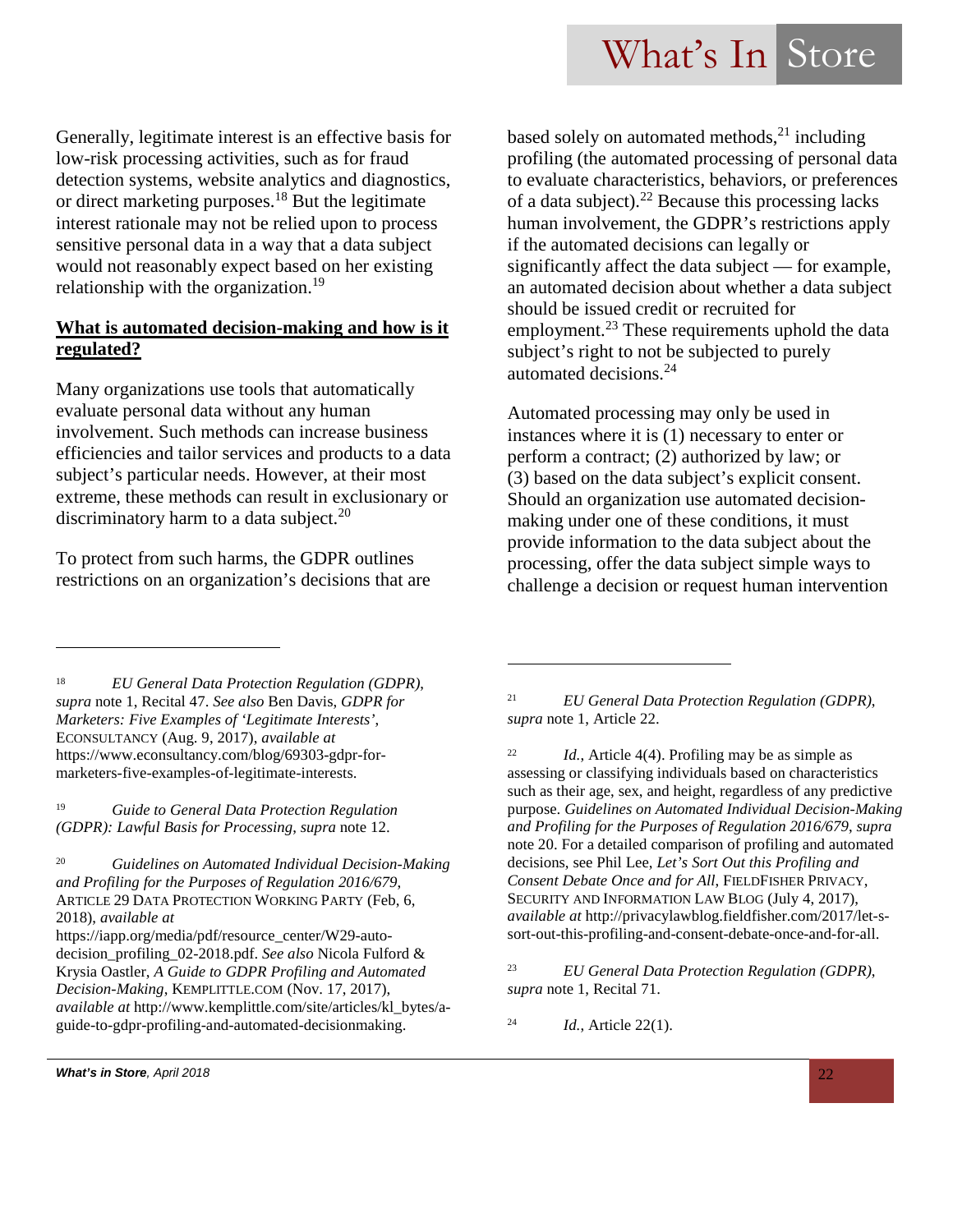Generally, legitimate interest is an effective basis for low-risk processing activities, such as for fraud detection systems, website analytics and diagnostics, or direct marketing purposes.[18] But the legitimate interest rationale may not be relied upon to process sensitive personal data in a way that a data subject would not reasonably expect based on her existing relationship with the organization.[19]

**What is automated decision-making and how is it regulated?**

Many organizations use tools that automatically evaluate personal data without any human involvement. Such methods can increase business efficiencies and tailor services and products to a data subject's particular needs. However, at their most extreme, these methods can result in exclusionary or discriminatory harm to a data subject.[20]

To protect from such harms, the GDPR outlines restrictions on an organization's decisions that are based solely on automated methods,[21] including profiling (the automated processing of personal data to evaluate characteristics, behaviors, or preferences of a data subject).[22] Because this processing lacks human involvement, the GDPR's restrictions apply if the automated decisions can legally or significantly affect the data subject — for example, an automated decision about whether a data subject should be issued credit or recruited for employment.[23] These requirements uphold the data subject's right to not be subjected to purely automated decisions.[24]

Automated processing may only be used in instances where it is (1) necessary to enter or perform a contract; (2) authorized by law; or (3) based on the data subject's explicit consent. Should an organization use automated decision-making under one of these conditions, it must provide information to the data subject about the processing, offer the data subject simple ways to challenge a decision or request human intervention

---

[18] *EU General Data Protection Regulation (GDPR)*, *supra* note 1, Recital 47. *See also* Ben Davis, *GDPR for Marketers: Five Examples of 'Legitimate Interests'*, ECONSULTANCY (Aug. 9, 2017), *available at* https://www.econsultancy.com/blog/69303-gdpr-for-marketers-five-examples-of-legitimate-interests.

[19] *Guide to General Data Protection Regulation (GDPR): Lawful Basis for Processing*, *supra* note 12.

[20] *Guidelines on Automated Individual Decision-Making and Profiling for the Purposes of Regulation 2016/679*, ARTICLE 29 DATA PROTECTION WORKING PARTY (Feb, 6, 2018), *available at* https://iapp.org/media/pdf/resource_center/W29-auto-decision_profiling_02-2018.pdf. *See also* Nicola Fulford & Krysia Oastler, *A Guide to GDPR Profiling and Automated Decision-Making*, KEMPLITTLE.COM (Nov. 17, 2017), *available at* http://www.kemplittle.com/site/articles/kl_bytes/a-guide-to-gdpr-profiling-and-automated-decisionmaking.

[21] *EU General Data Protection Regulation (GDPR)*, *supra* note 1, Article 22.

[22] *Id.*, Article 4(4). Profiling may be as simple as assessing or classifying individuals based on characteristics such as their age, sex, and height, regardless of any predictive purpose. *Guidelines on Automated Individual Decision-Making and Profiling for the Purposes of Regulation 2016/679*, *supra* note 20. For a detailed comparison of profiling and automated decisions, see Phil Lee, *Let's Sort Out this Profiling and Consent Debate Once and for All*, FIELDFISHER PRIVACY, SECURITY AND INFORMATION LAW BLOG (July 4, 2017), *available at* http://privacylawblog.fieldfisher.com/2017/let-s-sort-out-this-profiling-and-consent-debate-once-and-for-all.

[23] *EU General Data Protection Regulation (GDPR)*, *supra* note 1, Recital 71.

[24] *Id.*, Article 22(1).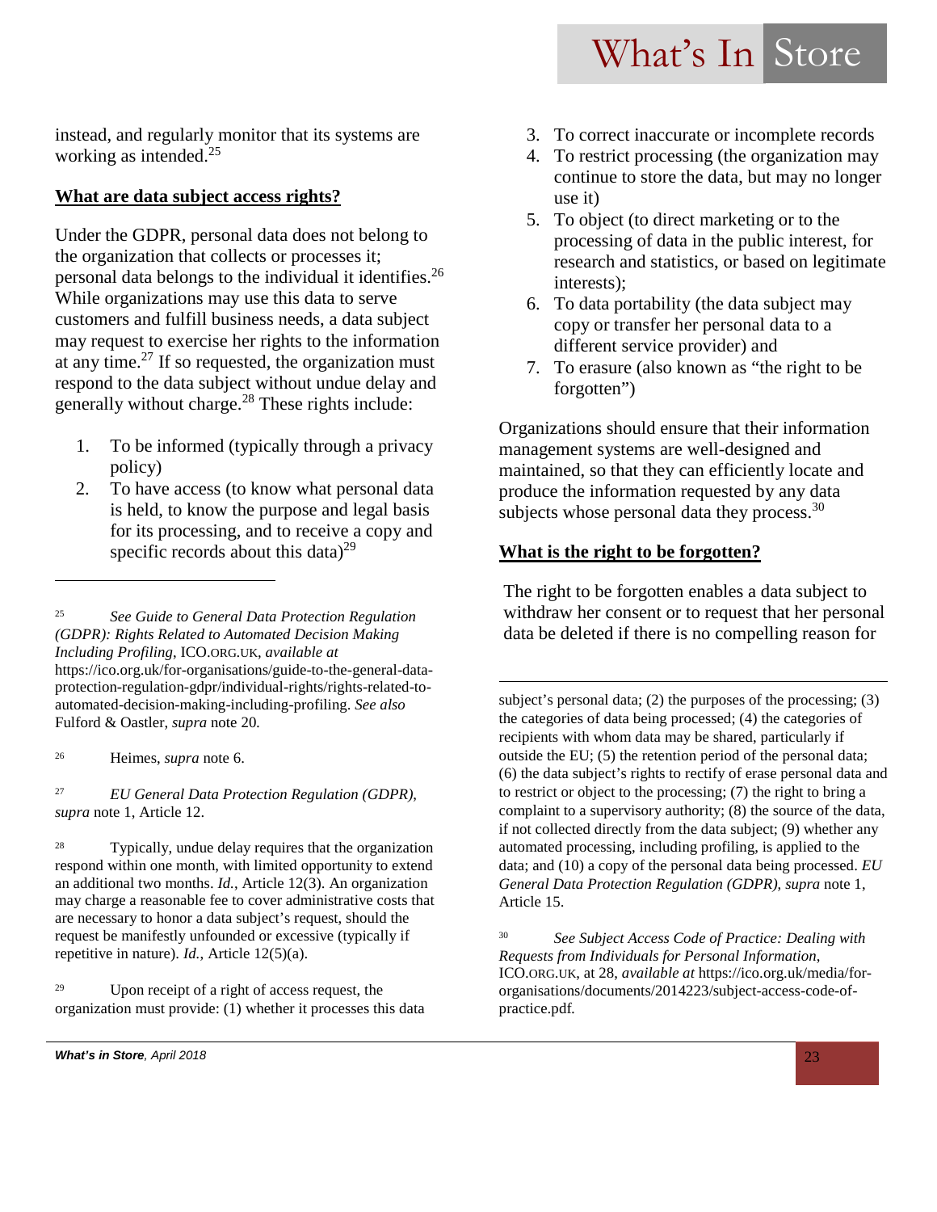instead, and regularly monitor that its systems are working as intended.[25]

**What are data subject access rights?**

Under the GDPR, personal data does not belong to the organization that collects or processes it; personal data belongs to the individual it identifies.[26] While organizations may use this data to serve customers and fulfill business needs, a data subject may request to exercise her rights to the information at any time.[27] If so requested, the organization must respond to the data subject without undue delay and generally without charge.[28] These rights include:

1. To be informed (typically through a privacy policy)
2. To have access (to know what personal data is held, to know the purpose and legal basis for its processing, and to receive a copy and specific records about this data)[29]
3. To correct inaccurate or incomplete records
4. To restrict processing (the organization may continue to store the data, but may no longer use it)
5. To object (to direct marketing or to the processing of data in the public interest, for research and statistics, or based on legitimate interests);
6. To data portability (the data subject may copy or transfer her personal data to a different service provider) and
7. To erasure (also known as "the right to be forgotten")

Organizations should ensure that their information management systems are well-designed and maintained, so that they can efficiently locate and produce the information requested by any data subjects whose personal data they process.[30]

**What is the right to be forgotten?**

The right to be forgotten enables a data subject to withdraw her consent or to request that her personal data be deleted if there is no compelling reason for

---

[25] *See Guide to General Data Protection Regulation (GDPR): Rights Related to Automated Decision Making Including Profiling*, ICO.ORG.UK, *available at* https://ico.org.uk/for-organisations/guide-to-the-general-data-protection-regulation-gdpr/individual-rights/rights-related-to-automated-decision-making-including-profiling. *See also* Fulford & Oastler, *supra* note 20.

[26] Heimes, *supra* note 6.

[27] *EU General Data Protection Regulation (GDPR)*, *supra* note 1, Article 12.

[28] Typically, undue delay requires that the organization respond within one month, with limited opportunity to extend an additional two months. *Id.*, Article 12(3). An organization may charge a reasonable fee to cover administrative costs that are necessary to honor a data subject's request, should the request be manifestly unfounded or excessive (typically if repetitive in nature). *Id.*, Article 12(5)(a).

[29] Upon receipt of a right of access request, the organization must provide: (1) whether it processes this data subject's personal data; (2) the purposes of the processing; (3) the categories of data being processed; (4) the categories of recipients with whom data may be shared, particularly if outside the EU; (5) the retention period of the personal data; (6) the data subject's rights to rectify or erase personal data and to restrict or object to the processing; (7) the right to bring a complaint to a supervisory authority; (8) the source of the data, if not collected directly from the data subject; (9) whether any automated processing, including profiling, is applied to the data; and (10) a copy of the personal data being processed. *EU General Data Protection Regulation (GDPR), supra* note 1, Article 15.

[30] *See Subject Access Code of Practice: Dealing with Requests from Individuals for Personal Information*, ICO.ORG.UK, at 28, *available at* https://ico.org.uk/media/for-organisations/documents/2014223/subject-access-code-of-practice.pdf.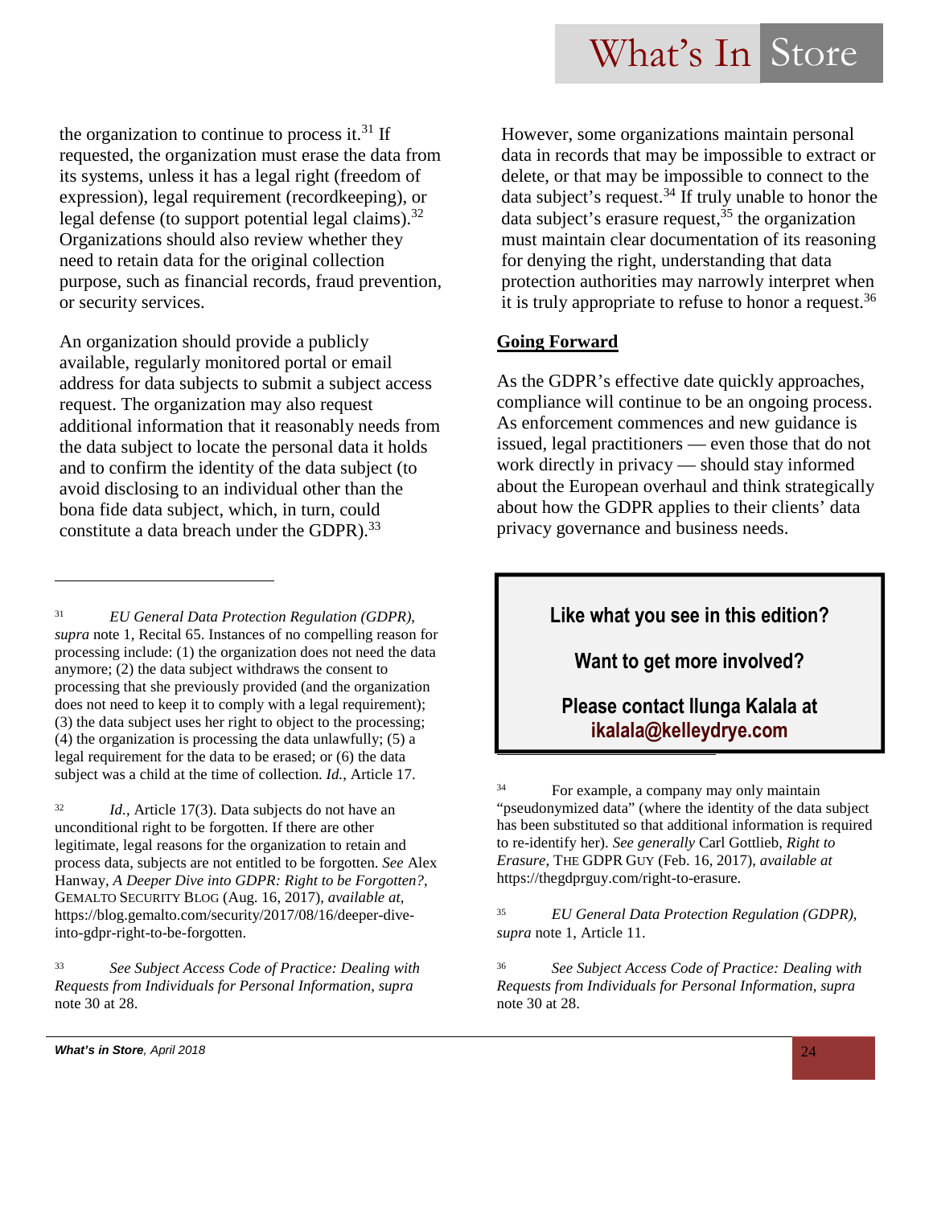the organization to continue to process it.[31] If requested, the organization must erase the data from its systems, unless it has a legal right (freedom of expression), legal requirement (recordkeeping), or legal defense (to support potential legal claims).[32] Organizations should also review whether they need to retain data for the original collection purpose, such as financial records, fraud prevention, or security services.

An organization should provide a publicly available, regularly monitored portal or email address for data subjects to submit a subject access request. The organization may also request additional information that it reasonably needs from the data subject to locate the personal data it holds and to confirm the identity of the data subject (to avoid disclosing to an individual other than the bona fide data subject, which, in turn, could constitute a data breach under the GDPR).[33]

However, some organizations maintain personal data in records that may be impossible to extract or delete, or that may be impossible to connect to the data subject's request.[34] If truly unable to honor the data subject's erasure request,[35] the organization must maintain clear documentation of its reasoning for denying the right, understanding that data protection authorities may narrowly interpret when it is truly appropriate to refuse to honor a request.[36]

## Going Forward

As the GDPR's effective date quickly approaches, compliance will continue to be an ongoing process. As enforcement commences and new guidance is issued, legal practitioners — even those that do not work directly in privacy — should stay informed about the European overhaul and think strategically about how the GDPR applies to their clients' data privacy governance and business needs.

**Like what you see in this edition?**

**Want to get more involved?**

**Please contact Ilunga Kalala at ikalala@kelleydrye.com**

---

[31] *EU General Data Protection Regulation (GDPR), supra* note 1, Recital 65. Instances of no compelling reason for processing include: (1) the organization does not need the data anymore; (2) the data subject withdraws the consent to processing that she previously provided (and the organization does not need to keep it to comply with a legal requirement); (3) the data subject uses her right to object to the processing; (4) the organization is processing the data unlawfully; (5) a legal requirement for the data to be erased; or (6) the data subject was a child at the time of collection. *Id.*, Article 17.

[32] *Id.*, Article 17(3). Data subjects do not have an unconditional right to be forgotten. If there are other legitimate, legal reasons for the organization to retain and process data, subjects are not entitled to be forgotten. *See* Alex Hanway, *A Deeper Dive into GDPR: Right to be Forgotten?*, GEMALTO SECURITY BLOG (Aug. 16, 2017), *available at*, https://blog.gemalto.com/security/2017/08/16/deeper-dive-into-gdpr-right-to-be-forgotten.

[33] *See Subject Access Code of Practice: Dealing with Requests from Individuals for Personal Information*, *supra* note 30 at 28.

[34] For example, a company may only maintain "pseudonymized data" (where the identity of the data subject has been substituted so that additional information is required to re-identify her). *See generally* Carl Gottlieb, *Right to Erasure*, THE GDPR GUY (Feb. 16, 2017), *available at* https://thegdprguy.com/right-to-erasure.

[35] *EU General Data Protection Regulation (GDPR), supra* note 1, Article 11.

[36] *See Subject Access Code of Practice: Dealing with Requests from Individuals for Personal Information*, *supra* note 30 at 28.